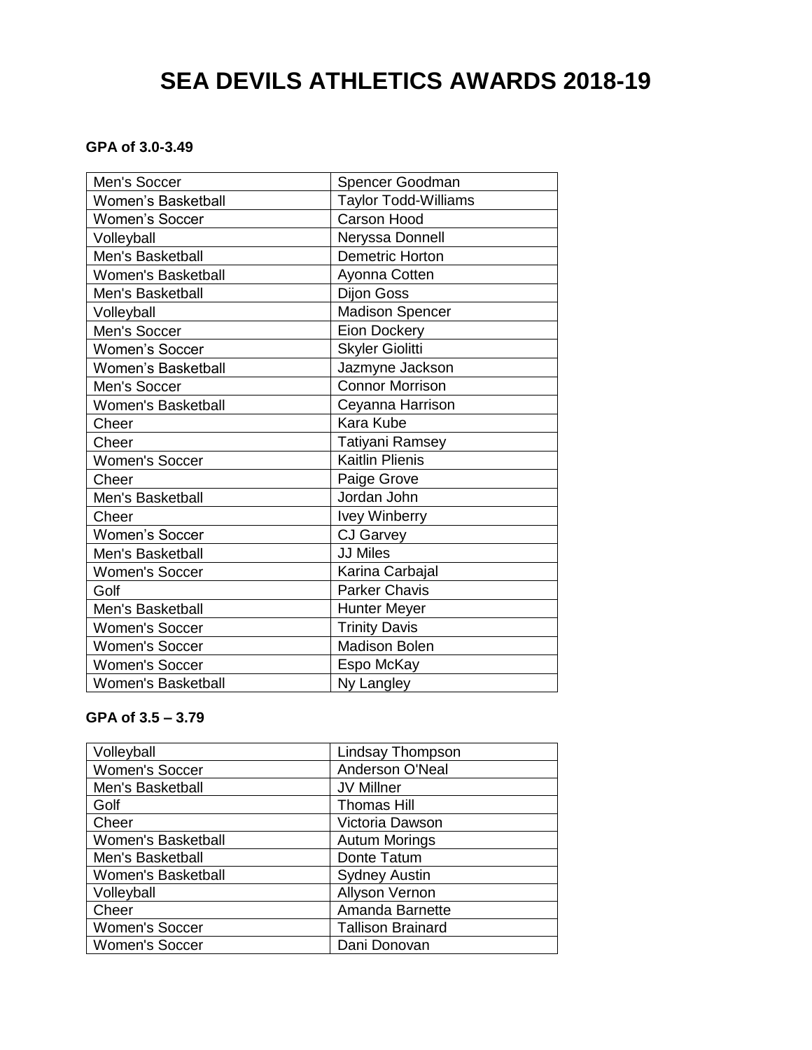# SEA DEVILS ATHLETICS AWARDS 2018-19

**GPA of 3.0-3.49**

| | |
|---|---|
| Men's Soccer | Spencer Goodman |
| Women's Basketball | Taylor Todd-Williams |
| Women's Soccer | Carson Hood |
| Volleyball | Neryssa Donnell |
| Men's Basketball | Demetric Horton |
| Women's Basketball | Ayonna Cotten |
| Men's Basketball | Dijon Goss |
| Volleyball | Madison Spencer |
| Men's Soccer | Eion Dockery |
| Women's Soccer | Skyler Giolitti |
| Women's Basketball | Jazmyne Jackson |
| Men's Soccer | Connor Morrison |
| Women's Basketball | Ceyanna Harrison |
| Cheer | Kara Kube |
| Cheer | Tatiyani Ramsey |
| Women's Soccer | Kaitlin Plienis |
| Cheer | Paige Grove |
| Men's Basketball | Jordan John |
| Cheer | Ivey Winberry |
| Women's Soccer | CJ Garvey |
| Men's Basketball | JJ Miles |
| Women's Soccer | Karina Carbajal |
| Golf | Parker Chavis |
| Men's Basketball | Hunter Meyer |
| Women's Soccer | Trinity Davis |
| Women's Soccer | Madison Bolen |
| Women's Soccer | Espo McKay |
| Women's Basketball | Ny Langley |

**GPA of 3.5 – 3.79**

| | |
|---|---|
| Volleyball | Lindsay Thompson |
| Women's Soccer | Anderson O'Neal |
| Men's Basketball | JV Millner |
| Golf | Thomas Hill |
| Cheer | Victoria Dawson |
| Women's Basketball | Autum Morings |
| Men's Basketball | Donte Tatum |
| Women's Basketball | Sydney Austin |
| Volleyball | Allyson Vernon |
| Cheer | Amanda Barnette |
| Women's Soccer | Tallison Brainard |
| Women's Soccer | Dani Donovan |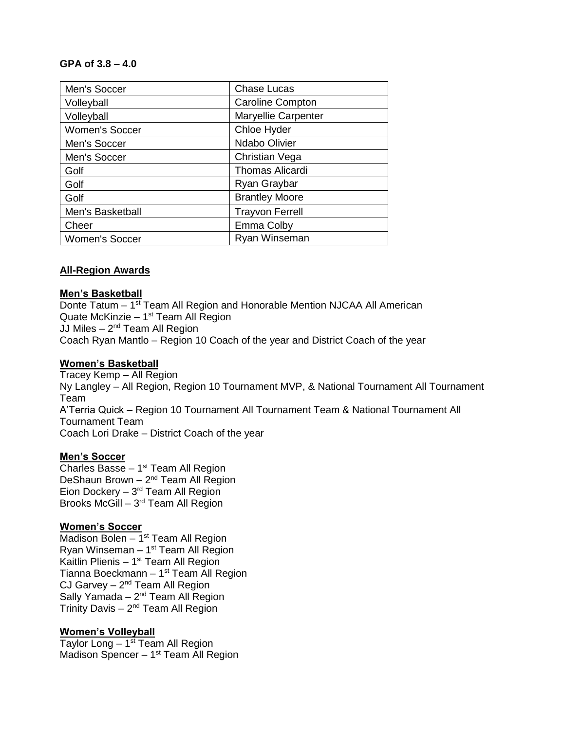**GPA of 3.8 – 4.0**

| | |
|---|---|
| Men's Soccer | Chase Lucas |
| Volleyball | Caroline Compton |
| Volleyball | Maryellie Carpenter |
| Women's Soccer | Chloe Hyder |
| Men's Soccer | Ndabo Olivier |
| Men's Soccer | Christian Vega |
| Golf | Thomas Alicardi |
| Golf | Ryan Graybar |
| Golf | Brantley Moore |
| Men's Basketball | Trayvon Ferrell |
| Cheer | Emma Colby |
| Women's Soccer | Ryan Winseman |

**All-Region Awards**

**Men's Basketball**

Donte Tatum – 1st Team All Region and Honorable Mention NJCAA All American
Quate McKinzie – 1st Team All Region
JJ Miles – 2nd Team All Region
Coach Ryan Mantlo – Region 10 Coach of the year and District Coach of the year

**Women's Basketball**

Tracey Kemp – All Region
Ny Langley – All Region, Region 10 Tournament MVP, & National Tournament All Tournament Team
A'Terria Quick – Region 10 Tournament All Tournament Team & National Tournament All Tournament Team
Coach Lori Drake – District Coach of the year

**Men's Soccer**

Charles Basse – 1st Team All Region
DeShaun Brown – 2nd Team All Region
Eion Dockery – 3rd Team All Region
Brooks McGill – 3rd Team All Region

**Women's Soccer**

Madison Bolen – 1st Team All Region
Ryan Winseman – 1st Team All Region
Kaitlin Plienis – 1st Team All Region
Tianna Boeckmann – 1st Team All Region
CJ Garvey – 2nd Team All Region
Sally Yamada – 2nd Team All Region
Trinity Davis – 2nd Team All Region

**Women's Volleyball**

Taylor Long – 1st Team All Region
Madison Spencer – 1st Team All Region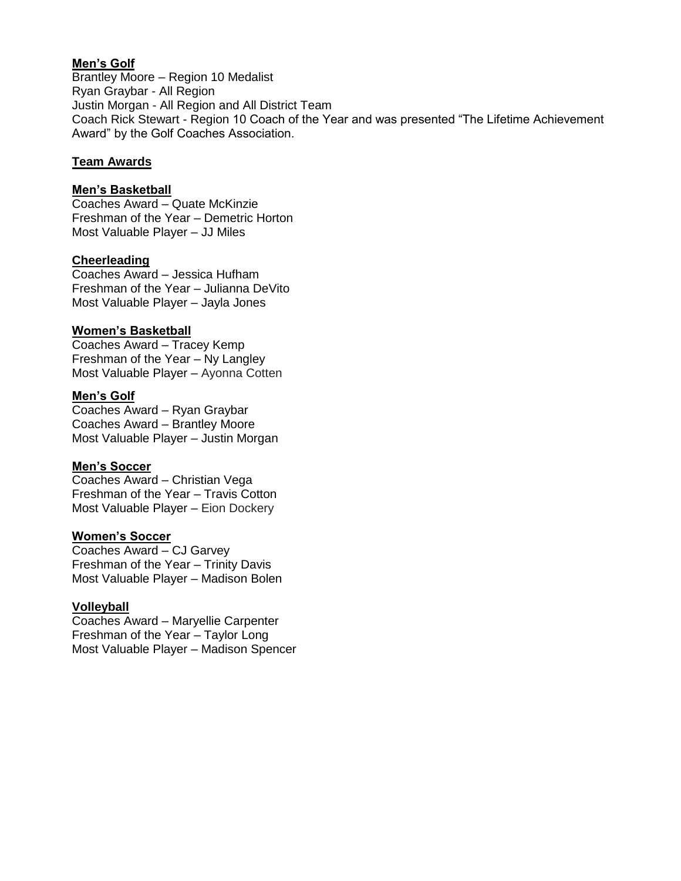**Men's Golf**

Brantley Moore – Region 10 Medalist
Ryan Graybar - All Region
Justin Morgan - All Region and All District Team
Coach Rick Stewart - Region 10 Coach of the Year and was presented "The Lifetime Achievement Award" by the Golf Coaches Association.

## Team Awards

**Men's Basketball**

Coaches Award – Quate McKinzie
Freshman of the Year – Demetric Horton
Most Valuable Player – JJ Miles

**Cheerleading**

Coaches Award – Jessica Hufham
Freshman of the Year – Julianna DeVito
Most Valuable Player – Jayla Jones

**Women's Basketball**

Coaches Award – Tracey Kemp
Freshman of the Year – Ny Langley
Most Valuable Player – Ayonna Cotten

**Men's Golf**

Coaches Award – Ryan Graybar
Coaches Award – Brantley Moore
Most Valuable Player – Justin Morgan

**Men's Soccer**

Coaches Award – Christian Vega
Freshman of the Year – Travis Cotton
Most Valuable Player – Eion Dockery

**Women's Soccer**

Coaches Award – CJ Garvey
Freshman of the Year – Trinity Davis
Most Valuable Player – Madison Bolen

**Volleyball**

Coaches Award – Maryellie Carpenter
Freshman of the Year – Taylor Long
Most Valuable Player – Madison Spencer